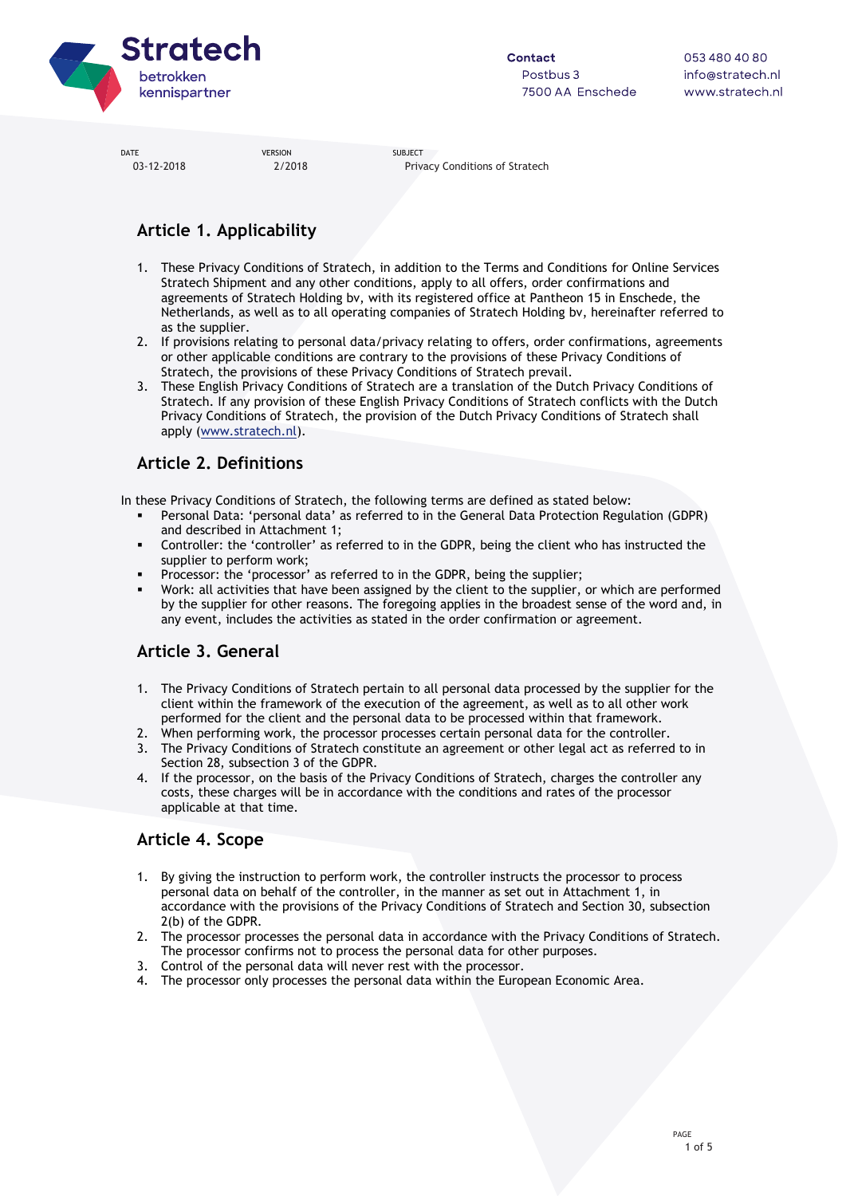Stratech
betrokken kennispartner

Contact
Postbus 3
7500 AA Enschede

053 480 40 80
info@stratech.nl
www.stratech.nl

DATE
03-12-2018

VERSION
2/2018

SUBJECT
Privacy Conditions of Stratech

## Article 1. Applicability

1. These Privacy Conditions of Stratech, in addition to the Terms and Conditions for Online Services Stratech Shipment and any other conditions, apply to all offers, order confirmations and agreements of Stratech Holding bv, with its registered office at Pantheon 15 in Enschede, the Netherlands, as well as to all operating companies of Stratech Holding bv, hereinafter referred to as the supplier.
2. If provisions relating to personal data/privacy relating to offers, order confirmations, agreements or other applicable conditions are contrary to the provisions of these Privacy Conditions of Stratech, the provisions of these Privacy Conditions of Stratech prevail.
3. These English Privacy Conditions of Stratech are a translation of the Dutch Privacy Conditions of Stratech. If any provision of these English Privacy Conditions of Stratech conflicts with the Dutch Privacy Conditions of Stratech, the provision of the Dutch Privacy Conditions of Stratech shall apply (www.stratech.nl).

## Article 2. Definitions

In these Privacy Conditions of Stratech, the following terms are defined as stated below:

- Personal Data: 'personal data' as referred to in the General Data Protection Regulation (GDPR) and described in Attachment 1;
- Controller: the 'controller' as referred to in the GDPR, being the client who has instructed the supplier to perform work;
- Processor: the 'processor' as referred to in the GDPR, being the supplier;
- Work: all activities that have been assigned by the client to the supplier, or which are performed by the supplier for other reasons. The foregoing applies in the broadest sense of the word and, in any event, includes the activities as stated in the order confirmation or agreement.

## Article 3. General

1. The Privacy Conditions of Stratech pertain to all personal data processed by the supplier for the client within the framework of the execution of the agreement, as well as to all other work performed for the client and the personal data to be processed within that framework.
2. When performing work, the processor processes certain personal data for the controller.
3. The Privacy Conditions of Stratech constitute an agreement or other legal act as referred to in Section 28, subsection 3 of the GDPR.
4. If the processor, on the basis of the Privacy Conditions of Stratech, charges the controller any costs, these charges will be in accordance with the conditions and rates of the processor applicable at that time.

## Article 4. Scope

1. By giving the instruction to perform work, the controller instructs the processor to process personal data on behalf of the controller, in the manner as set out in Attachment 1, in accordance with the provisions of the Privacy Conditions of Stratech and Section 30, subsection 2(b) of the GDPR.
2. The processor processes the personal data in accordance with the Privacy Conditions of Stratech. The processor confirms not to process the personal data for other purposes.
3. Control of the personal data will never rest with the processor.
4. The processor only processes the personal data within the European Economic Area.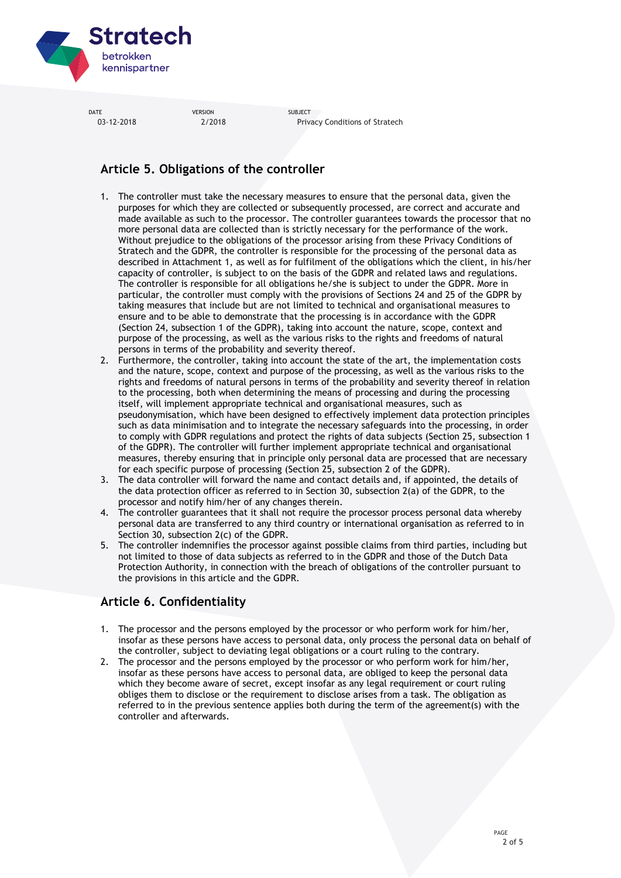## Article 5. Obligations of the controller

1. The controller must take the necessary measures to ensure that the personal data, given the purposes for which they are collected or subsequently processed, are correct and accurate and made available as such to the processor. The controller guarantees towards the processor that no more personal data are collected than is strictly necessary for the performance of the work. Without prejudice to the obligations of the processor arising from these Privacy Conditions of Stratech and the GDPR, the controller is responsible for the processing of the personal data as described in Attachment 1, as well as for fulfilment of the obligations which the client, in his/her capacity of controller, is subject to on the basis of the GDPR and related laws and regulations. The controller is responsible for all obligations he/she is subject to under the GDPR. More in particular, the controller must comply with the provisions of Sections 24 and 25 of the GDPR by taking measures that include but are not limited to technical and organisational measures to ensure and to be able to demonstrate that the processing is in accordance with the GDPR (Section 24, subsection 1 of the GDPR), taking into account the nature, scope, context and purpose of the processing, as well as the various risks to the rights and freedoms of natural persons in terms of the probability and severity thereof.
2. Furthermore, the controller, taking into account the state of the art, the implementation costs and the nature, scope, context and purpose of the processing, as well as the various risks to the rights and freedoms of natural persons in terms of the probability and severity thereof in relation to the processing, both when determining the means of processing and during the processing itself, will implement appropriate technical and organisational measures, such as pseudonymisation, which have been designed to effectively implement data protection principles such as data minimisation and to integrate the necessary safeguards into the processing, in order to comply with GDPR regulations and protect the rights of data subjects (Section 25, subsection 1 of the GDPR). The controller will further implement appropriate technical and organisational measures, thereby ensuring that in principle only personal data are processed that are necessary for each specific purpose of processing (Section 25, subsection 2 of the GDPR).
3. The data controller will forward the name and contact details and, if appointed, the details of the data protection officer as referred to in Section 30, subsection 2(a) of the GDPR, to the processor and notify him/her of any changes therein.
4. The controller guarantees that it shall not require the processor process personal data whereby personal data are transferred to any third country or international organisation as referred to in Section 30, subsection 2(c) of the GDPR.
5. The controller indemnifies the processor against possible claims from third parties, including but not limited to those of data subjects as referred to in the GDPR and those of the Dutch Data Protection Authority, in connection with the breach of obligations of the controller pursuant to the provisions in this article and the GDPR.

## Article 6. Confidentiality

1. The processor and the persons employed by the processor or who perform work for him/her, insofar as these persons have access to personal data, only process the personal data on behalf of the controller, subject to deviating legal obligations or a court ruling to the contrary.
2. The processor and the persons employed by the processor or who perform work for him/her, insofar as these persons have access to personal data, are obliged to keep the personal data which they become aware of secret, except insofar as any legal requirement or court ruling obliges them to disclose or the requirement to disclose arises from a task. The obligation as referred to in the previous sentence applies both during the term of the agreement(s) with the controller and afterwards.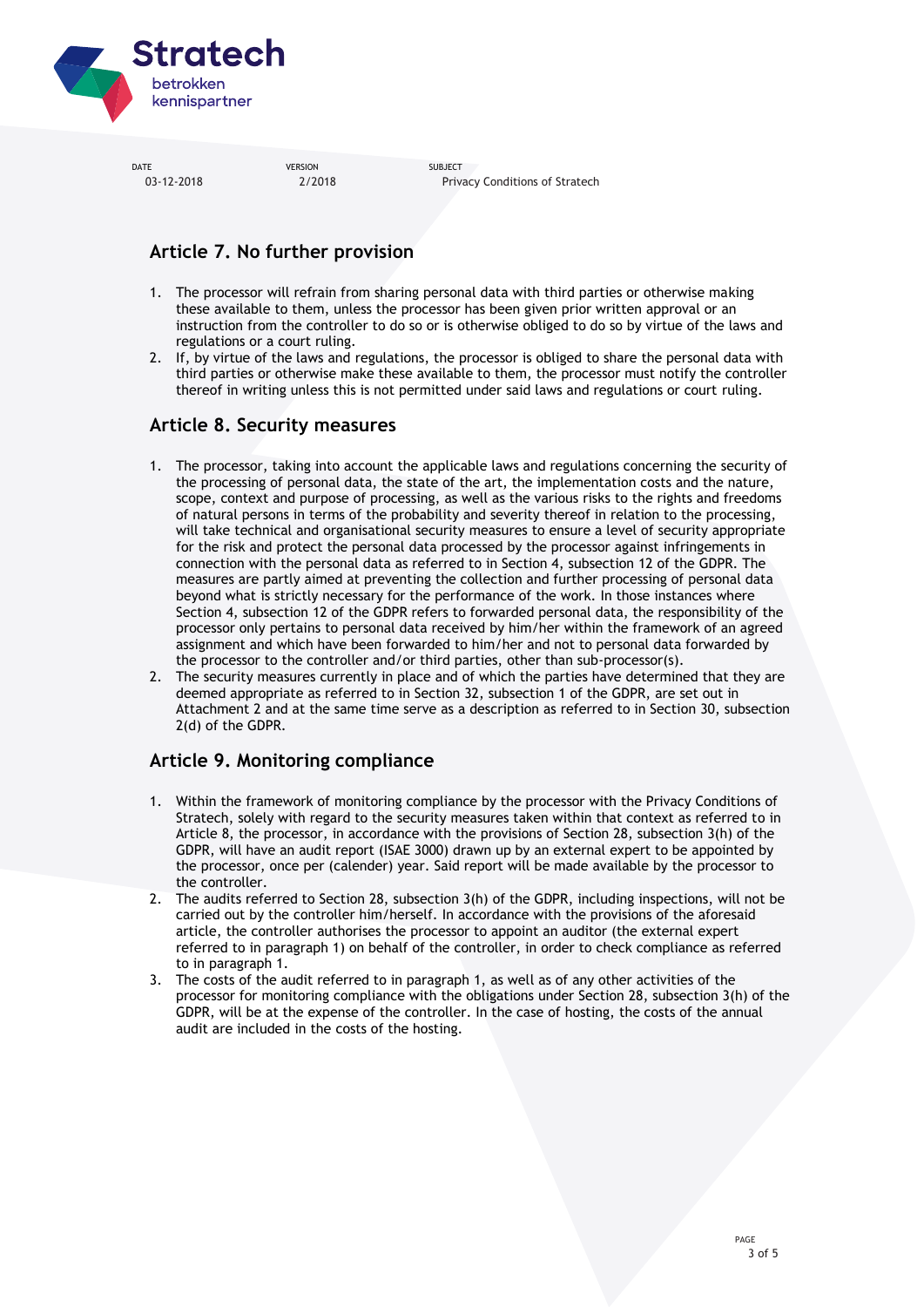## Article 7. No further provision

1. The processor will refrain from sharing personal data with third parties or otherwise making these available to them, unless the processor has been given prior written approval or an instruction from the controller to do so or is otherwise obliged to do so by virtue of the laws and regulations or a court ruling.
2. If, by virtue of the laws and regulations, the processor is obliged to share the personal data with third parties or otherwise make these available to them, the processor must notify the controller thereof in writing unless this is not permitted under said laws and regulations or court ruling.

## Article 8. Security measures

1. The processor, taking into account the applicable laws and regulations concerning the security of the processing of personal data, the state of the art, the implementation costs and the nature, scope, context and purpose of processing, as well as the various risks to the rights and freedoms of natural persons in terms of the probability and severity thereof in relation to the processing, will take technical and organisational security measures to ensure a level of security appropriate for the risk and protect the personal data processed by the processor against infringements in connection with the personal data as referred to in Section 4, subsection 12 of the GDPR. The measures are partly aimed at preventing the collection and further processing of personal data beyond what is strictly necessary for the performance of the work. In those instances where Section 4, subsection 12 of the GDPR refers to forwarded personal data, the responsibility of the processor only pertains to personal data received by him/her within the framework of an agreed assignment and which have been forwarded to him/her and not to personal data forwarded by the processor to the controller and/or third parties, other than sub-processor(s).
2. The security measures currently in place and of which the parties have determined that they are deemed appropriate as referred to in Section 32, subsection 1 of the GDPR, are set out in Attachment 2 and at the same time serve as a description as referred to in Section 30, subsection 2(d) of the GDPR.

## Article 9. Monitoring compliance

1. Within the framework of monitoring compliance by the processor with the Privacy Conditions of Stratech, solely with regard to the security measures taken within that context as referred to in Article 8, the processor, in accordance with the provisions of Section 28, subsection 3(h) of the GDPR, will have an audit report (ISAE 3000) drawn up by an external expert to be appointed by the processor, once per (calender) year. Said report will be made available by the processor to the controller.
2. The audits referred to Section 28, subsection 3(h) of the GDPR, including inspections, will not be carried out by the controller him/herself. In accordance with the provisions of the aforesaid article, the controller authorises the processor to appoint an auditor (the external expert referred to in paragraph 1) on behalf of the controller, in order to check compliance as referred to in paragraph 1.
3. The costs of the audit referred to in paragraph 1, as well as of any other activities of the processor for monitoring compliance with the obligations under Section 28, subsection 3(h) of the GDPR, will be at the expense of the controller. In the case of hosting, the costs of the annual audit are included in the costs of the hosting.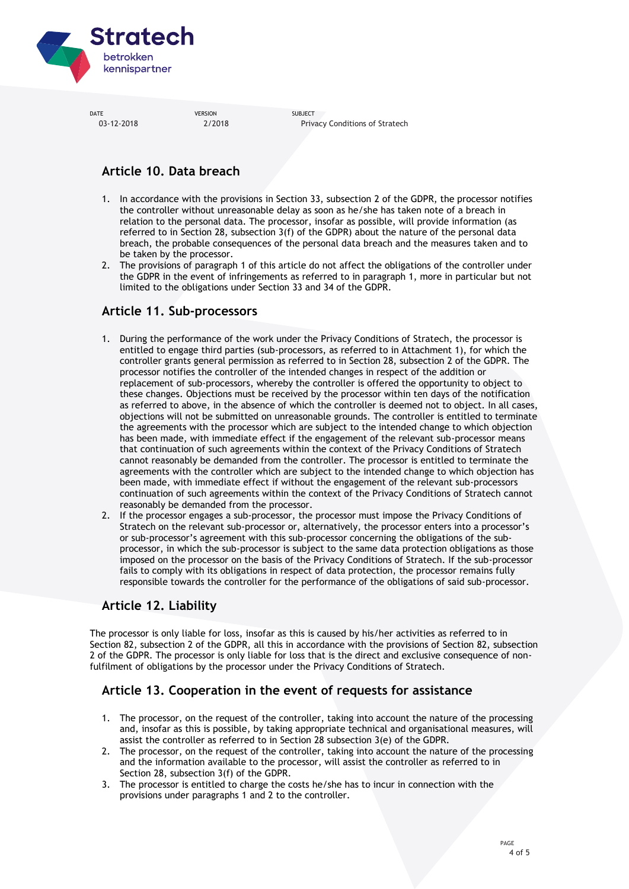## Article 10. Data breach

1. In accordance with the provisions in Section 33, subsection 2 of the GDPR, the processor notifies the controller without unreasonable delay as soon as he/she has taken note of a breach in relation to the personal data. The processor, insofar as possible, will provide information (as referred to in Section 28, subsection 3(f) of the GDPR) about the nature of the personal data breach, the probable consequences of the personal data breach and the measures taken and to be taken by the processor.
2. The provisions of paragraph 1 of this article do not affect the obligations of the controller under the GDPR in the event of infringements as referred to in paragraph 1, more in particular but not limited to the obligations under Section 33 and 34 of the GDPR.

## Article 11. Sub-processors

1. During the performance of the work under the Privacy Conditions of Stratech, the processor is entitled to engage third parties (sub-processors, as referred to in Attachment 1), for which the controller grants general permission as referred to in Section 28, subsection 2 of the GDPR. The processor notifies the controller of the intended changes in respect of the addition or replacement of sub-processors, whereby the controller is offered the opportunity to object to these changes. Objections must be received by the processor within ten days of the notification as referred to above, in the absence of which the controller is deemed not to object. In all cases, objections will not be submitted on unreasonable grounds. The controller is entitled to terminate the agreements with the processor which are subject to the intended change to which objection has been made, with immediate effect if the engagement of the relevant sub-processor means that continuation of such agreements within the context of the Privacy Conditions of Stratech cannot reasonably be demanded from the controller. The processor is entitled to terminate the agreements with the controller which are subject to the intended change to which objection has been made, with immediate effect if without the engagement of the relevant sub-processors continuation of such agreements within the context of the Privacy Conditions of Stratech cannot reasonably be demanded from the processor.
2. If the processor engages a sub-processor, the processor must impose the Privacy Conditions of Stratech on the relevant sub-processor or, alternatively, the processor enters into a processor's or sub-processor's agreement with this sub-processor concerning the obligations of the sub-processor, in which the sub-processor is subject to the same data protection obligations as those imposed on the processor on the basis of the Privacy Conditions of Stratech. If the sub-processor fails to comply with its obligations in respect of data protection, the processor remains fully responsible towards the controller for the performance of the obligations of said sub-processor.

## Article 12. Liability

The processor is only liable for loss, insofar as this is caused by his/her activities as referred to in Section 82, subsection 2 of the GDPR, all this in accordance with the provisions of Section 82, subsection 2 of the GDPR. The processor is only liable for loss that is the direct and exclusive consequence of non-fulfilment of obligations by the processor under the Privacy Conditions of Stratech.

## Article 13. Cooperation in the event of requests for assistance

1. The processor, on the request of the controller, taking into account the nature of the processing and, insofar as this is possible, by taking appropriate technical and organisational measures, will assist the controller as referred to in Section 28 subsection 3(e) of the GDPR.
2. The processor, on the request of the controller, taking into account the nature of the processing and the information available to the processor, will assist the controller as referred to in Section 28, subsection 3(f) of the GDPR.
3. The processor is entitled to charge the costs he/she has to incur in connection with the provisions under paragraphs 1 and 2 to the controller.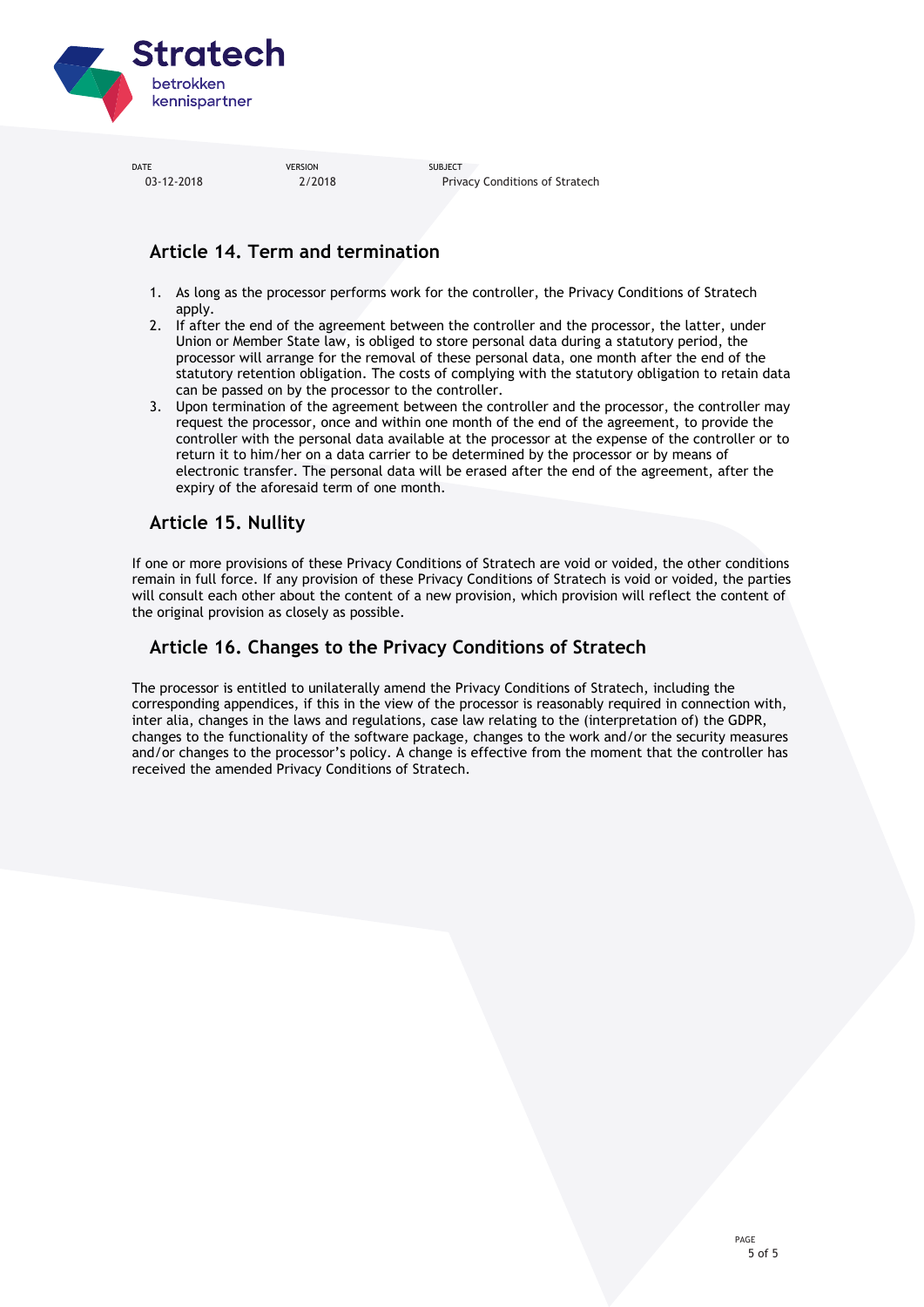## Article 14. Term and termination

1. As long as the processor performs work for the controller, the Privacy Conditions of Stratech apply.
2. If after the end of the agreement between the controller and the processor, the latter, under Union or Member State law, is obliged to store personal data during a statutory period, the processor will arrange for the removal of these personal data, one month after the end of the statutory retention obligation. The costs of complying with the statutory obligation to retain data can be passed on by the processor to the controller.
3. Upon termination of the agreement between the controller and the processor, the controller may request the processor, once and within one month of the end of the agreement, to provide the controller with the personal data available at the processor at the expense of the controller or to return it to him/her on a data carrier to be determined by the processor or by means of electronic transfer. The personal data will be erased after the end of the agreement, after the expiry of the aforesaid term of one month.

## Article 15. Nullity

If one or more provisions of these Privacy Conditions of Stratech are void or voided, the other conditions remain in full force. If any provision of these Privacy Conditions of Stratech is void or voided, the parties will consult each other about the content of a new provision, which provision will reflect the content of the original provision as closely as possible.

## Article 16. Changes to the Privacy Conditions of Stratech

The processor is entitled to unilaterally amend the Privacy Conditions of Stratech, including the corresponding appendices, if this in the view of the processor is reasonably required in connection with, inter alia, changes in the laws and regulations, case law relating to the (interpretation of) the GDPR, changes to the functionality of the software package, changes to the work and/or the security measures and/or changes to the processor's policy. A change is effective from the moment that the controller has received the amended Privacy Conditions of Stratech.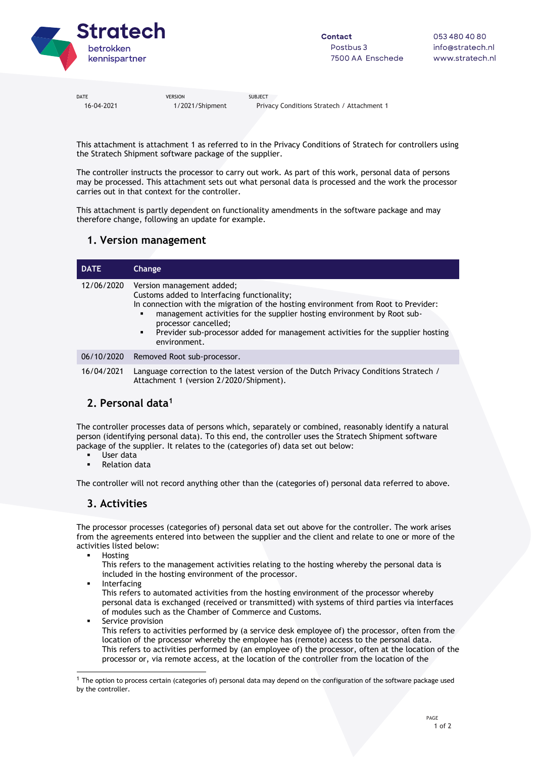Stratech
betrokken
kennispartner

**Contact**
Postbus 3
7500 AA Enschede

053 480 40 80
info@stratech.nl
www.stratech.nl

| DATE | VERSION | SUBJECT |
|---|---|---|
| 16-04-2021 | 1/2021/Shipment | Privacy Conditions Stratech / Attachment 1 |

This attachment is attachment 1 as referred to in the Privacy Conditions of Stratech for controllers using the Stratech Shipment software package of the supplier.

The controller instructs the processor to carry out work. As part of this work, personal data of persons may be processed. This attachment sets out what personal data is processed and the work the processor carries out in that context for the controller.

This attachment is partly dependent on functionality amendments in the software package and may therefore change, following an update for example.

## 1. Version management

| DATE | Change |
|---|---|
| 12/06/2020 | Version management added;<br>Customs added to Interfacing functionality;<br>In connection with the migration of the hosting environment from Root to Previder:<br>▪ management activities for the supplier hosting environment by Root sub-processor cancelled;<br>▪ Previder sub-processor added for management activities for the supplier hosting environment. |
| 06/10/2020 | Removed Root sub-processor. |
| 16/04/2021 | Language correction to the latest version of the Dutch Privacy Conditions Stratech / Attachment 1 (version 2/2020/Shipment). |

## 2. Personal data[1]

The controller processes data of persons which, separately or combined, reasonably identify a natural person (identifying personal data). To this end, the controller uses the Stratech Shipment software package of the supplier. It relates to the (categories of) data set out below:

- User data
- Relation data

The controller will not record anything other than the (categories of) personal data referred to above.

## 3. Activities

The processor processes (categories of) personal data set out above for the controller. The work arises from the agreements entered into between the supplier and the client and relate to one or more of the activities listed below:

- Hosting
  This refers to the management activities relating to the hosting whereby the personal data is included in the hosting environment of the processor.
- Interfacing
  This refers to automated activities from the hosting environment of the processor whereby personal data is exchanged (received or transmitted) with systems of third parties via interfaces of modules such as the Chamber of Commerce and Customs.
- Service provision
  This refers to activities performed by (a service desk employee of) the processor, often from the location of the processor whereby the employee has (remote) access to the personal data.
  This refers to activities performed by (an employee of) the processor, often at the location of the processor or, via remote access, at the location of the controller from the location of the

[1] The option to process certain (categories of) personal data may depend on the configuration of the software package used by the controller.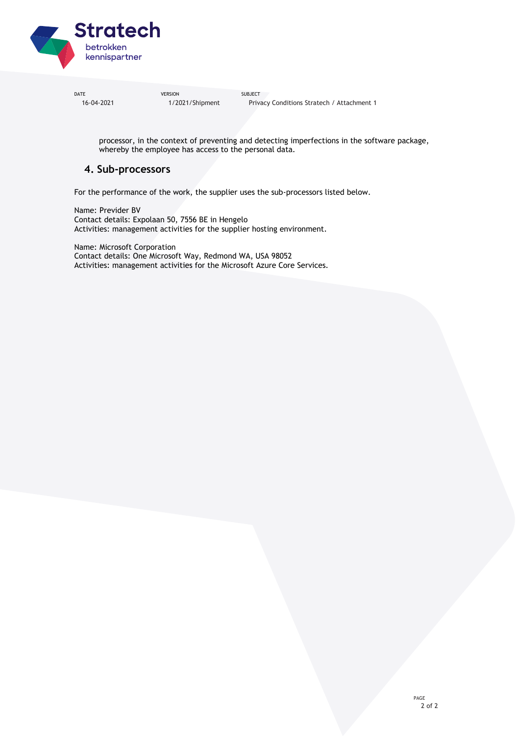processor, in the context of preventing and detecting imperfections in the software package, whereby the employee has access to the personal data.

## 4. Sub-processors

For the performance of the work, the supplier uses the sub-processors listed below.

Name: Previder BV
Contact details: Expolaan 50, 7556 BE in Hengelo
Activities: management activities for the supplier hosting environment.

Name: Microsoft Corporation
Contact details: One Microsoft Way, Redmond WA, USA 98052
Activities: management activities for the Microsoft Azure Core Services.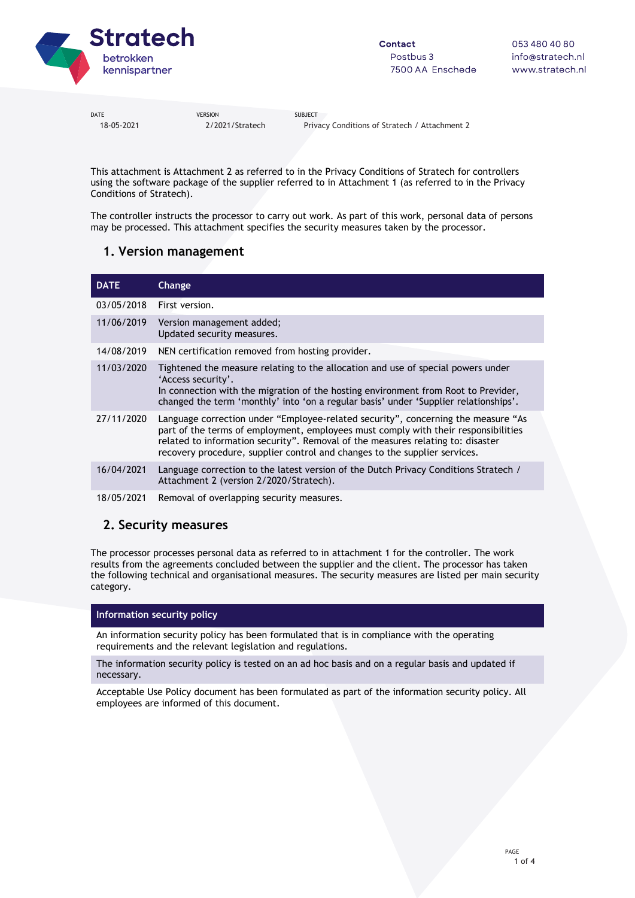| DATE | VERSION | SUBJECT |
|---|---|---|
| 18-05-2021 | 2/2021/Stratech | Privacy Conditions of Stratech / Attachment 2 |

This attachment is Attachment 2 as referred to in the Privacy Conditions of Stratech for controllers using the software package of the supplier referred to in Attachment 1 (as referred to in the Privacy Conditions of Stratech).

The controller instructs the processor to carry out work. As part of this work, personal data of persons may be processed. This attachment specifies the security measures taken by the processor.

## 1. Version management

| DATE | Change |
|---|---|
| 03/05/2018 | First version. |
| 11/06/2019 | Version management added;<br>Updated security measures. |
| 14/08/2019 | NEN certification removed from hosting provider. |
| 11/03/2020 | Tightened the measure relating to the allocation and use of special powers under 'Access security'.<br>In connection with the migration of the hosting environment from Root to Previder, changed the term 'monthly' into 'on a regular basis' under 'Supplier relationships'. |
| 27/11/2020 | Language correction under "Employee-related security", concerning the measure "As part of the terms of employment, employees must comply with their responsibilities related to information security". Removal of the measures relating to: disaster recovery procedure, supplier control and changes to the supplier services. |
| 16/04/2021 | Language correction to the latest version of the Dutch Privacy Conditions Stratech / Attachment 2 (version 2/2020/Stratech). |
| 18/05/2021 | Removal of overlapping security measures. |

## 2. Security measures

The processor processes personal data as referred to in attachment 1 for the controller. The work results from the agreements concluded between the supplier and the client. The processor has taken the following technical and organisational measures. The security measures are listed per main security category.

| Information security policy |
|---|
| An information security policy has been formulated that is in compliance with the operating requirements and the relevant legislation and regulations. |
| The information security policy is tested on an ad hoc basis and on a regular basis and updated if necessary. |
| Acceptable Use Policy document has been formulated as part of the information security policy. All employees are informed of this document. |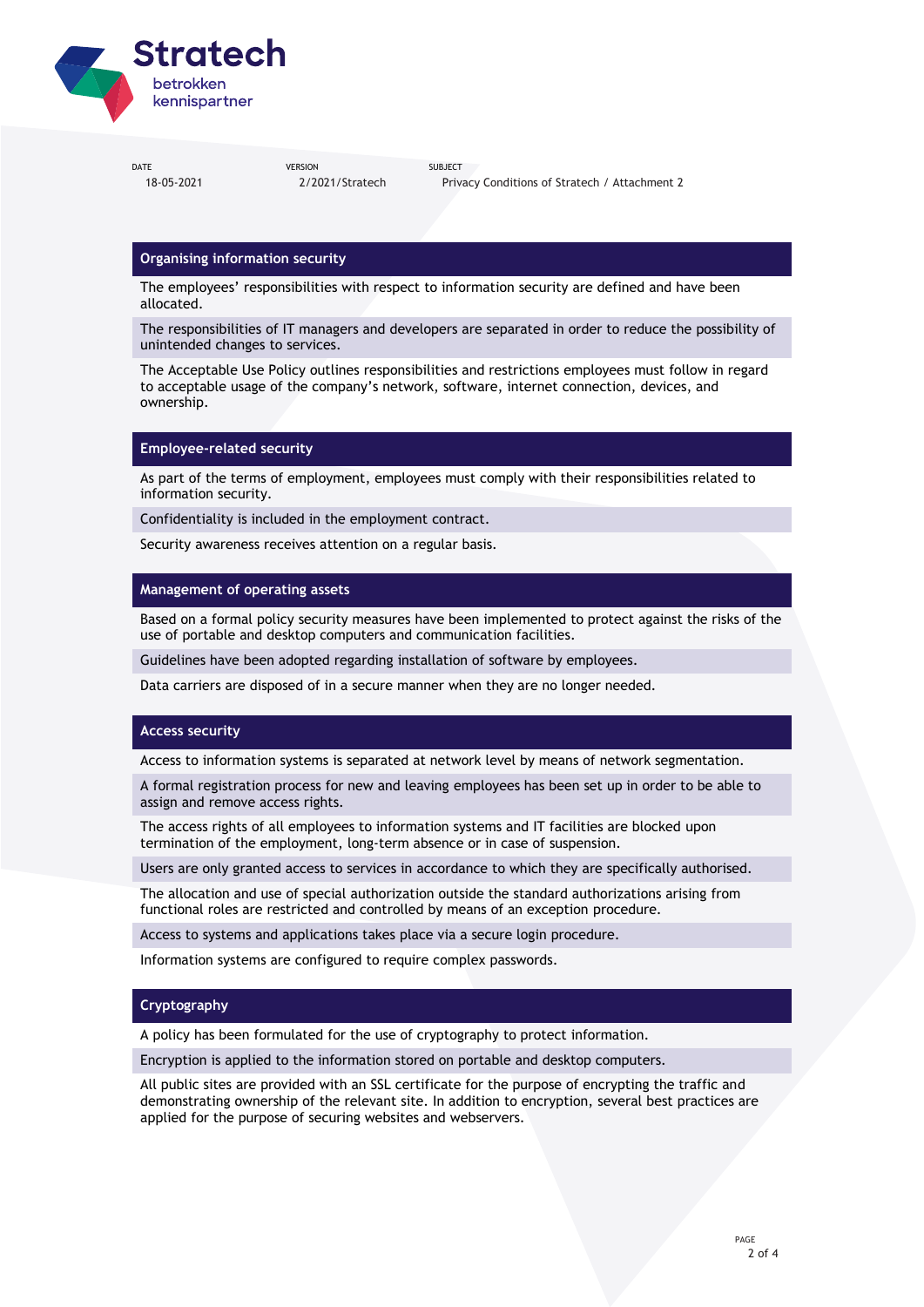| DATE | VERSION | SUBJECT |
|---|---|---|
| 18-05-2021 | 2/2021/Stratech | Privacy Conditions of Stratech / Attachment 2 |

## Organising information security

The employees' responsibilities with respect to information security are defined and have been allocated.

The responsibilities of IT managers and developers are separated in order to reduce the possibility of unintended changes to services.

The Acceptable Use Policy outlines responsibilities and restrictions employees must follow in regard to acceptable usage of the company's network, software, internet connection, devices, and ownership.

## Employee-related security

As part of the terms of employment, employees must comply with their responsibilities related to information security.

Confidentiality is included in the employment contract.

Security awareness receives attention on a regular basis.

## Management of operating assets

Based on a formal policy security measures have been implemented to protect against the risks of the use of portable and desktop computers and communication facilities.

Guidelines have been adopted regarding installation of software by employees.

Data carriers are disposed of in a secure manner when they are no longer needed.

## Access security

Access to information systems is separated at network level by means of network segmentation.

A formal registration process for new and leaving employees has been set up in order to be able to assign and remove access rights.

The access rights of all employees to information systems and IT facilities are blocked upon termination of the employment, long-term absence or in case of suspension.

Users are only granted access to services in accordance to which they are specifically authorised.

The allocation and use of special authorization outside the standard authorizations arising from functional roles are restricted and controlled by means of an exception procedure.

Access to systems and applications takes place via a secure login procedure.

Information systems are configured to require complex passwords.

## Cryptography

A policy has been formulated for the use of cryptography to protect information.

Encryption is applied to the information stored on portable and desktop computers.

All public sites are provided with an SSL certificate for the purpose of encrypting the traffic and demonstrating ownership of the relevant site. In addition to encryption, several best practices are applied for the purpose of securing websites and webservers.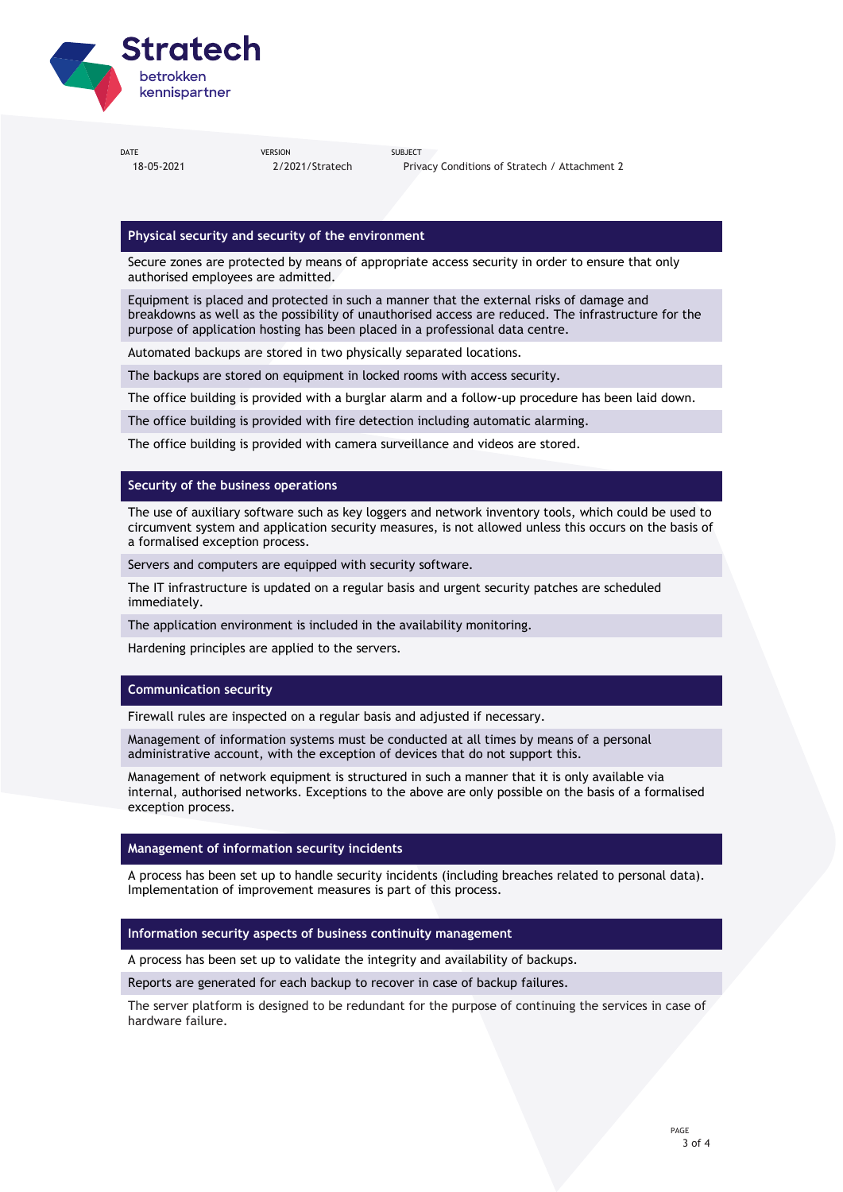| DATE | VERSION | SUBJECT |
|---|---|---|
| 18-05-2021 | 2/2021/Stratech | Privacy Conditions of Stratech / Attachment 2 |

## Physical security and security of the environment

Secure zones are protected by means of appropriate access security in order to ensure that only authorised employees are admitted.

Equipment is placed and protected in such a manner that the external risks of damage and breakdowns as well as the possibility of unauthorised access are reduced. The infrastructure for the purpose of application hosting has been placed in a professional data centre.

Automated backups are stored in two physically separated locations.

The backups are stored on equipment in locked rooms with access security.

The office building is provided with a burglar alarm and a follow-up procedure has been laid down.

The office building is provided with fire detection including automatic alarming.

The office building is provided with camera surveillance and videos are stored.

## Security of the business operations

The use of auxiliary software such as key loggers and network inventory tools, which could be used to circumvent system and application security measures, is not allowed unless this occurs on the basis of a formalised exception process.

Servers and computers are equipped with security software.

The IT infrastructure is updated on a regular basis and urgent security patches are scheduled immediately.

The application environment is included in the availability monitoring.

Hardening principles are applied to the servers.

## Communication security

Firewall rules are inspected on a regular basis and adjusted if necessary.

Management of information systems must be conducted at all times by means of a personal administrative account, with the exception of devices that do not support this.

Management of network equipment is structured in such a manner that it is only available via internal, authorised networks. Exceptions to the above are only possible on the basis of a formalised exception process.

## Management of information security incidents

A process has been set up to handle security incidents (including breaches related to personal data). Implementation of improvement measures is part of this process.

## Information security aspects of business continuity management

A process has been set up to validate the integrity and availability of backups.

Reports are generated for each backup to recover in case of backup failures.

The server platform is designed to be redundant for the purpose of continuing the services in case of hardware failure.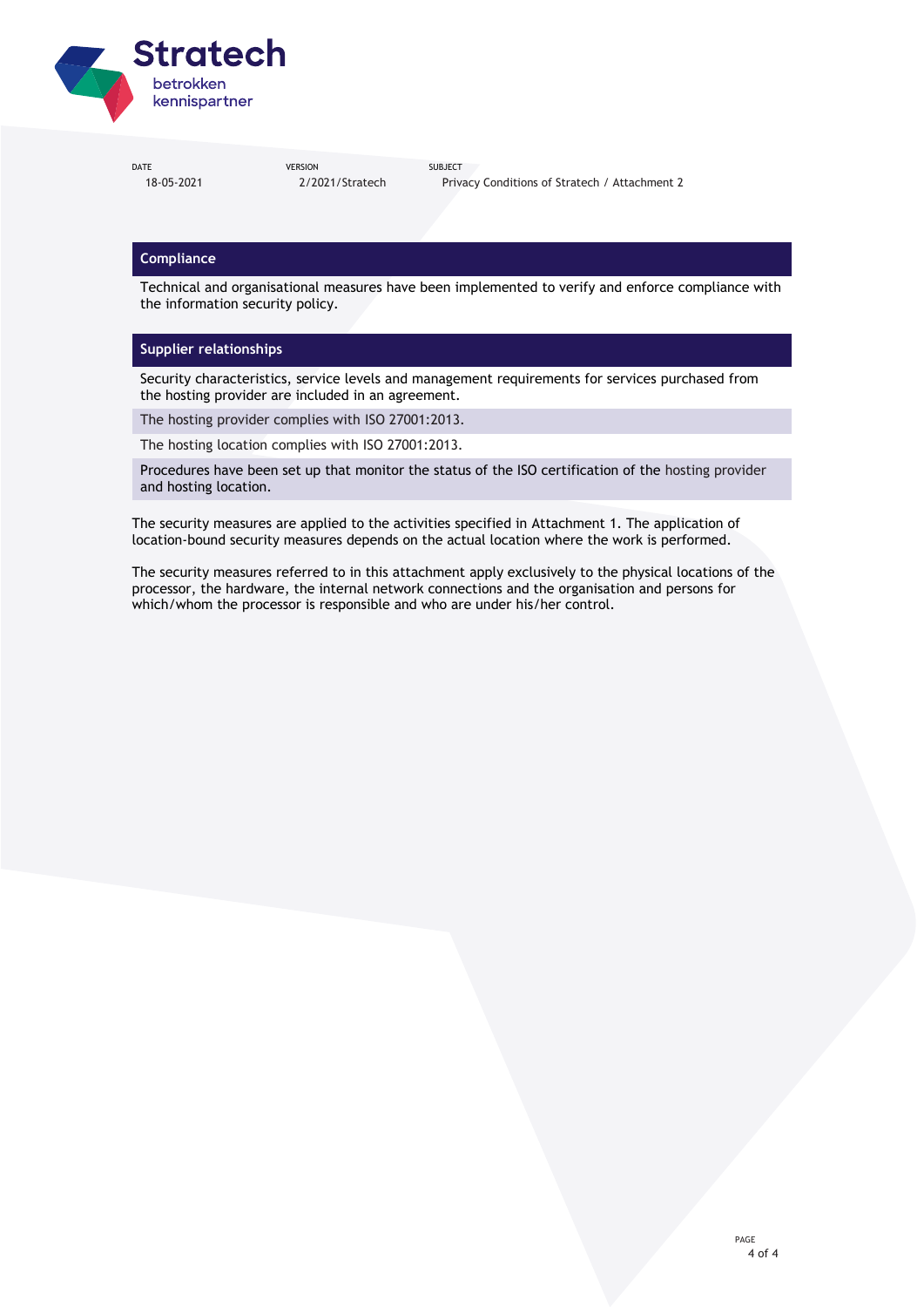| DATE | VERSION | SUBJECT |
|---|---|---|
| 18-05-2021 | 2/2021/Stratech | Privacy Conditions of Stratech / Attachment 2 |

## Compliance

Technical and organisational measures have been implemented to verify and enforce compliance with the information security policy.

## Supplier relationships

Security characteristics, service levels and management requirements for services purchased from the hosting provider are included in an agreement.

The hosting provider complies with ISO 27001:2013.

The hosting location complies with ISO 27001:2013.

Procedures have been set up that monitor the status of the ISO certification of the hosting provider and hosting location.

The security measures are applied to the activities specified in Attachment 1. The application of location-bound security measures depends on the actual location where the work is performed.

The security measures referred to in this attachment apply exclusively to the physical locations of the processor, the hardware, the internal network connections and the organisation and persons for which/whom the processor is responsible and who are under his/her control.